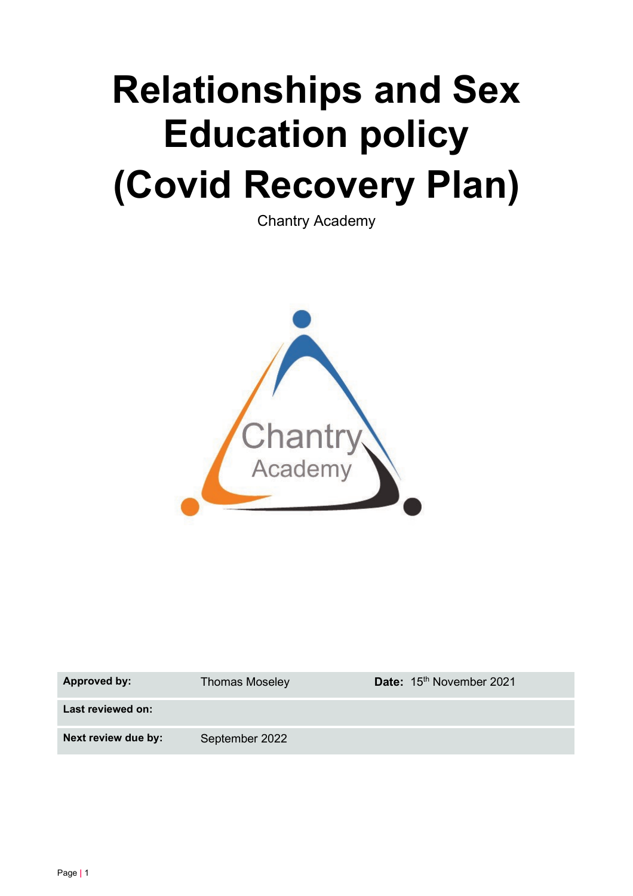# Relationships and Sex Education policy (Covid Recovery Plan)

Chantry Academy

| Approved by: | Thomas Moseley | Date: 15th November 2021 |
|---|---|---|
| Last reviewed on: | | |
| Next review due by: | September 2022 | |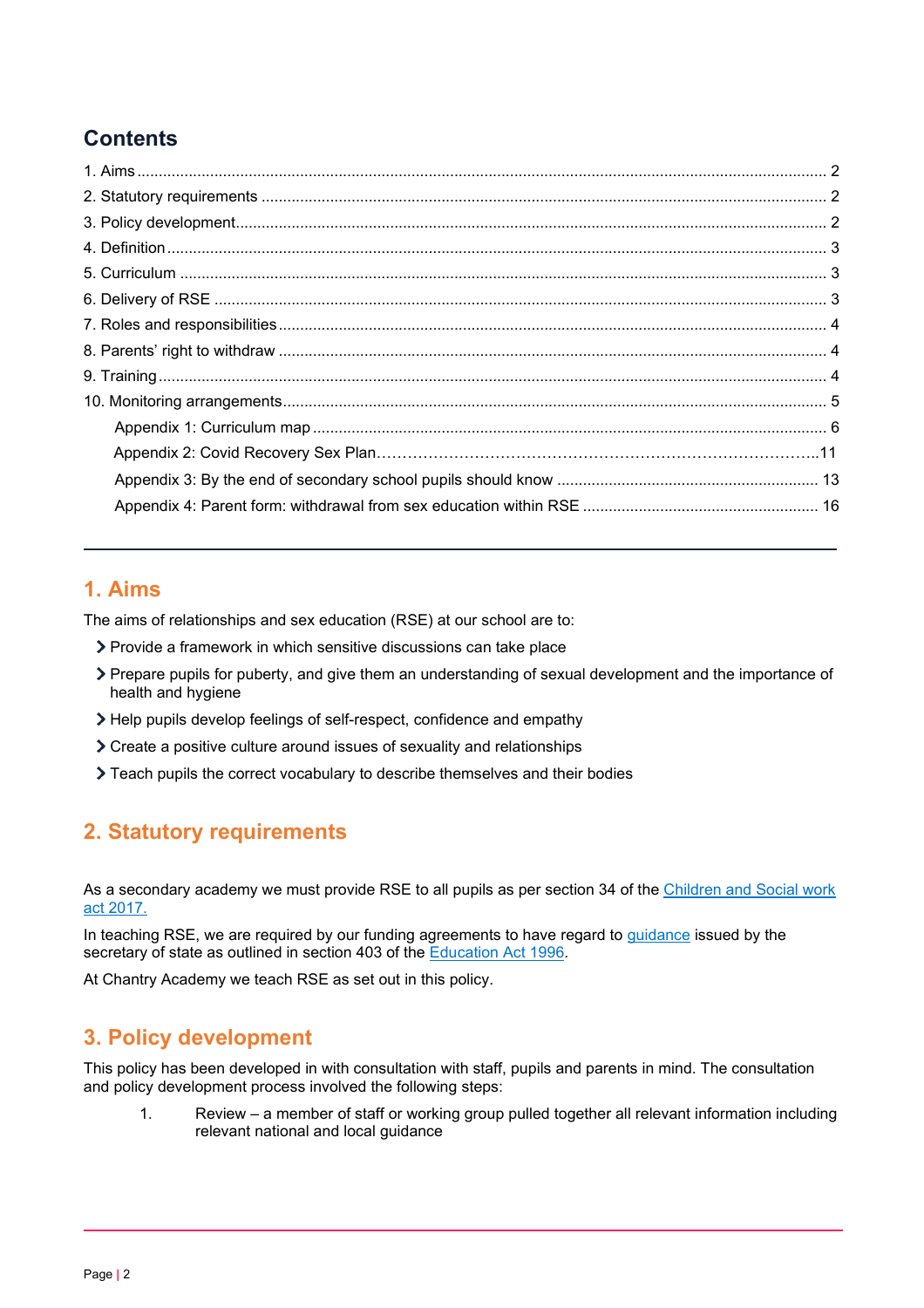## Contents

1. Aims ..... 2
2. Statutory requirements ..... 2
3. Policy development ..... 2
4. Definition ..... 3
5. Curriculum ..... 3
6. Delivery of RSE ..... 3
7. Roles and responsibilities ..... 4
8. Parents' right to withdraw ..... 4
9. Training ..... 4
10. Monitoring arrangements ..... 5
    - Appendix 1: Curriculum map ..... 6
    - Appendix 2: Covid Recovery Sex Plan ..... 11
    - Appendix 3: By the end of secondary school pupils should know ..... 13
    - Appendix 4: Parent form: withdrawal from sex education within RSE ..... 16

---

## 1. Aims

The aims of relationships and sex education (RSE) at our school are to:

- Provide a framework in which sensitive discussions can take place
- Prepare pupils for puberty, and give them an understanding of sexual development and the importance of health and hygiene
- Help pupils develop feelings of self-respect, confidence and empathy
- Create a positive culture around issues of sexuality and relationships
- Teach pupils the correct vocabulary to describe themselves and their bodies

## 2. Statutory requirements

As a secondary academy we must provide RSE to all pupils as per section 34 of the Children and Social work act 2017.

In teaching RSE, we are required by our funding agreements to have regard to guidance issued by the secretary of state as outlined in section 403 of the Education Act 1996.

At Chantry Academy we teach RSE as set out in this policy.

## 3. Policy development

This policy has been developed in with consultation with staff, pupils and parents in mind. The consultation and policy development process involved the following steps:

1. Review – a member of staff or working group pulled together all relevant information including relevant national and local guidance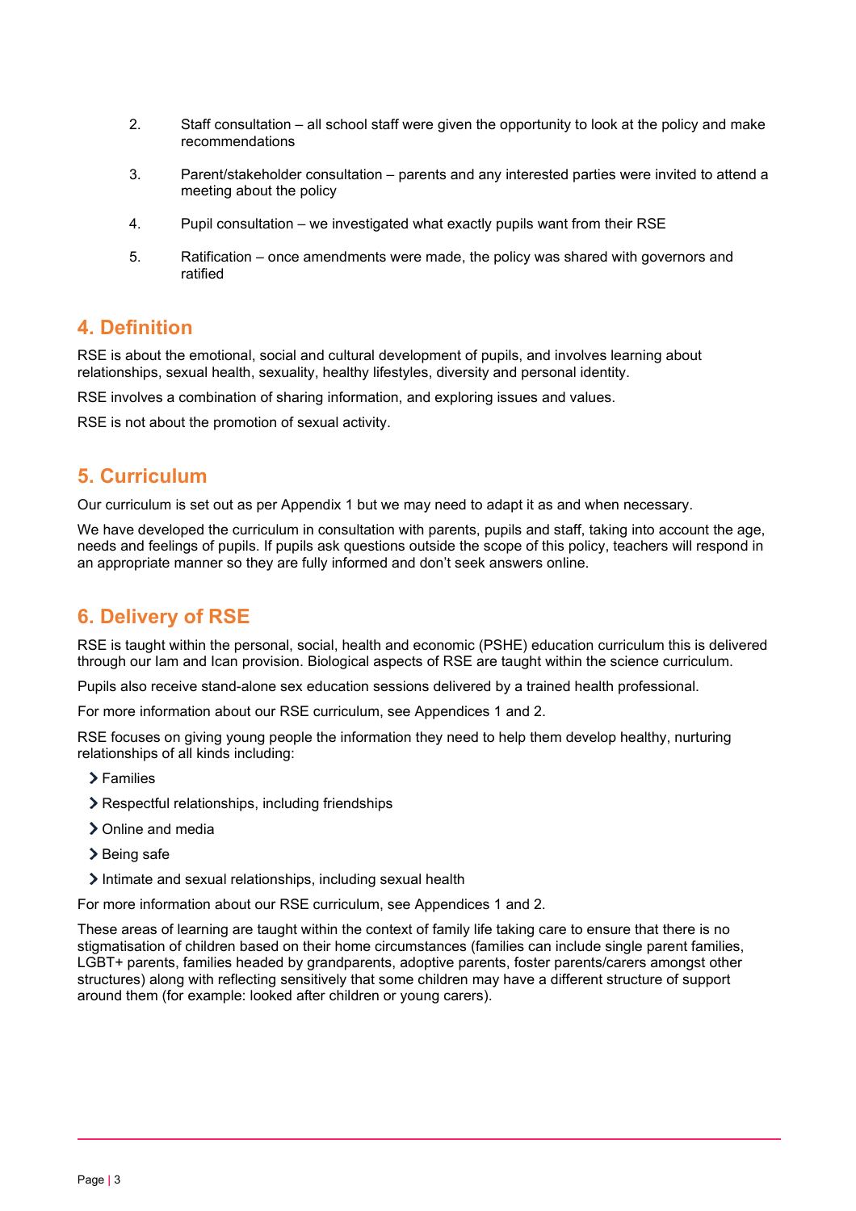2. Staff consultation – all school staff were given the opportunity to look at the policy and make recommendations

3. Parent/stakeholder consultation – parents and any interested parties were invited to attend a meeting about the policy

4. Pupil consultation – we investigated what exactly pupils want from their RSE

5. Ratification – once amendments were made, the policy was shared with governors and ratified

## 4. Definition

RSE is about the emotional, social and cultural development of pupils, and involves learning about relationships, sexual health, sexuality, healthy lifestyles, diversity and personal identity.

RSE involves a combination of sharing information, and exploring issues and values.

RSE is not about the promotion of sexual activity.

## 5. Curriculum

Our curriculum is set out as per Appendix 1 but we may need to adapt it as and when necessary.

We have developed the curriculum in consultation with parents, pupils and staff, taking into account the age, needs and feelings of pupils. If pupils ask questions outside the scope of this policy, teachers will respond in an appropriate manner so they are fully informed and don't seek answers online.

## 6. Delivery of RSE

RSE is taught within the personal, social, health and economic (PSHE) education curriculum this is delivered through our Iam and Ican provision. Biological aspects of RSE are taught within the science curriculum.

Pupils also receive stand-alone sex education sessions delivered by a trained health professional.

For more information about our RSE curriculum, see Appendices 1 and 2.

RSE focuses on giving young people the information they need to help them develop healthy, nurturing relationships of all kinds including:

- Families
- Respectful relationships, including friendships
- Online and media
- Being safe
- Intimate and sexual relationships, including sexual health

For more information about our RSE curriculum, see Appendices 1 and 2.

These areas of learning are taught within the context of family life taking care to ensure that there is no stigmatisation of children based on their home circumstances (families can include single parent families, LGBT+ parents, families headed by grandparents, adoptive parents, foster parents/carers amongst other structures) along with reflecting sensitively that some children may have a different structure of support around them (for example: looked after children or young carers).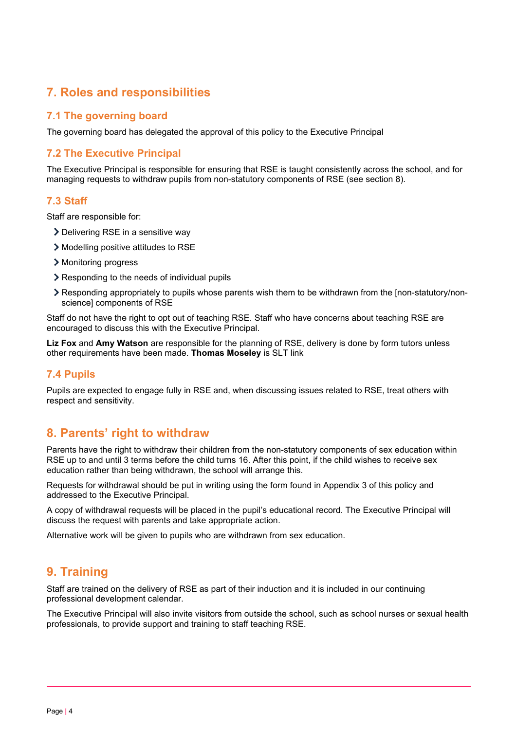## 7. Roles and responsibilities

### 7.1 The governing board

The governing board has delegated the approval of this policy to the Executive Principal

### 7.2 The Executive Principal

The Executive Principal is responsible for ensuring that RSE is taught consistently across the school, and for managing requests to withdraw pupils from non-statutory components of RSE (see section 8).

### 7.3 Staff

Staff are responsible for:

- Delivering RSE in a sensitive way
- Modelling positive attitudes to RSE
- Monitoring progress
- Responding to the needs of individual pupils
- Responding appropriately to pupils whose parents wish them to be withdrawn from the [non-statutory/non-science] components of RSE

Staff do not have the right to opt out of teaching RSE. Staff who have concerns about teaching RSE are encouraged to discuss this with the Executive Principal.

**Liz Fox** and **Amy Watson** are responsible for the planning of RSE, delivery is done by form tutors unless other requirements have been made. **Thomas Moseley** is SLT link

### 7.4 Pupils

Pupils are expected to engage fully in RSE and, when discussing issues related to RSE, treat others with respect and sensitivity.

## 8. Parents' right to withdraw

Parents have the right to withdraw their children from the non-statutory components of sex education within RSE up to and until 3 terms before the child turns 16. After this point, if the child wishes to receive sex education rather than being withdrawn, the school will arrange this.

Requests for withdrawal should be put in writing using the form found in Appendix 3 of this policy and addressed to the Executive Principal.

A copy of withdrawal requests will be placed in the pupil's educational record. The Executive Principal will discuss the request with parents and take appropriate action.

Alternative work will be given to pupils who are withdrawn from sex education.

## 9. Training

Staff are trained on the delivery of RSE as part of their induction and it is included in our continuing professional development calendar.

The Executive Principal will also invite visitors from outside the school, such as school nurses or sexual health professionals, to provide support and training to staff teaching RSE.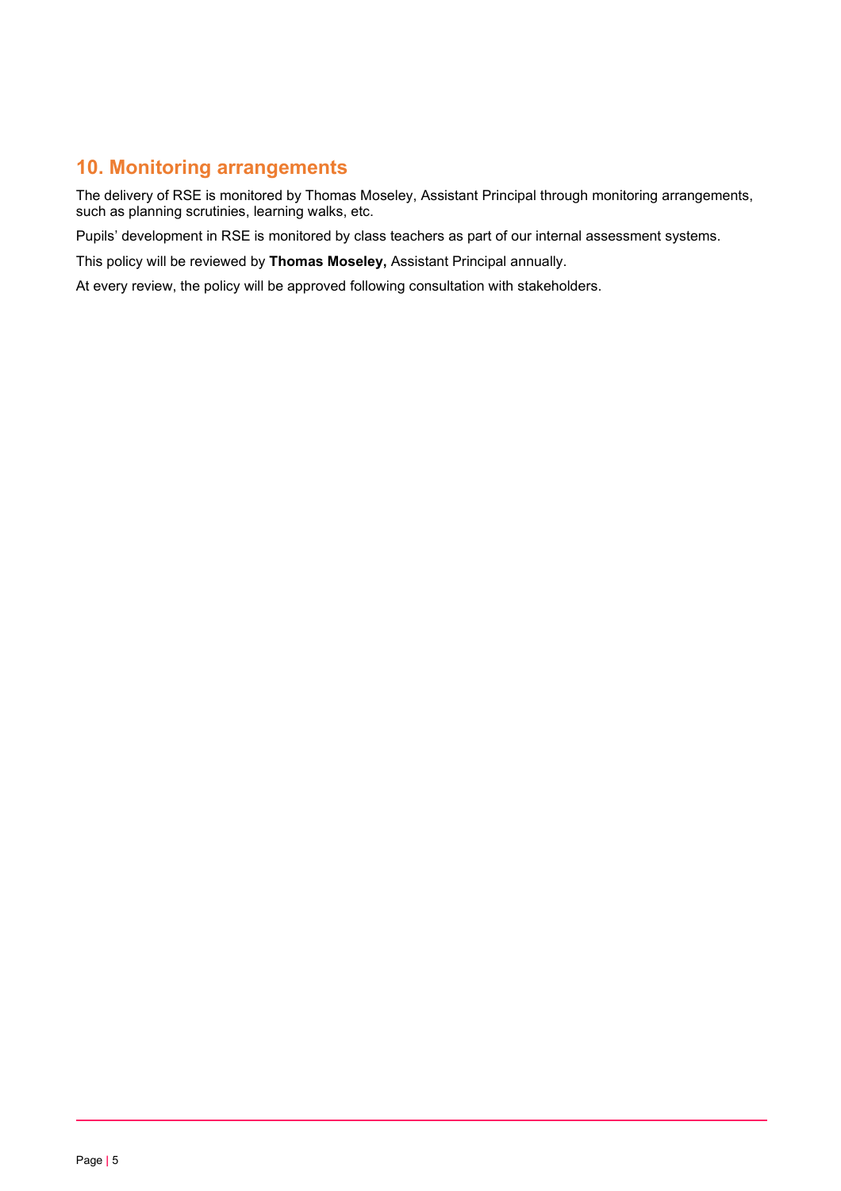## 10. Monitoring arrangements

The delivery of RSE is monitored by Thomas Moseley, Assistant Principal through monitoring arrangements, such as planning scrutinies, learning walks, etc.

Pupils' development in RSE is monitored by class teachers as part of our internal assessment systems.

This policy will be reviewed by **Thomas Moseley,** Assistant Principal annually.

At every review, the policy will be approved following consultation with stakeholders.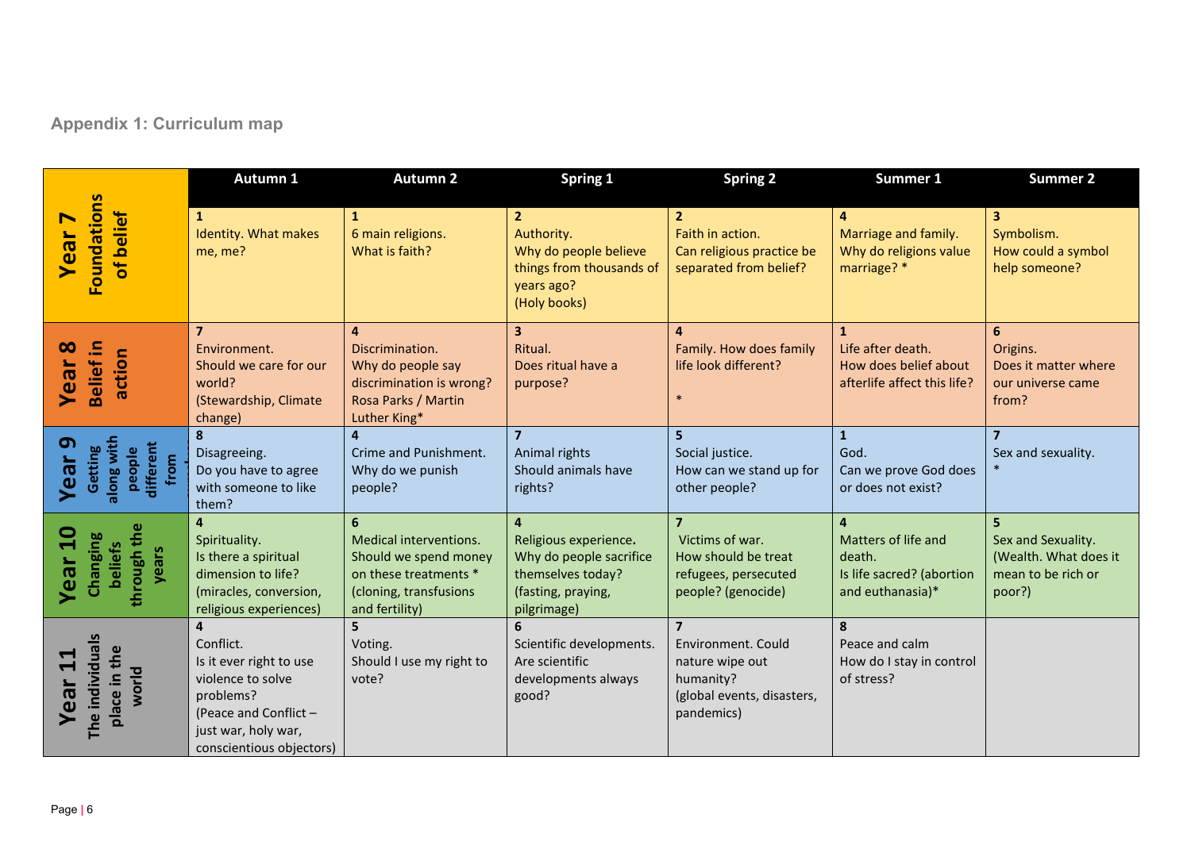## Appendix 1: Curriculum map

| | Autumn 1 | Autumn 2 | Spring 1 | Spring 2 | Summer 1 | Summer 2 |
|---|---|---|---|---|---|---|
| **Year 7** Foundations of belief | **1** Identity. What makes me, me? | **1** 6 main religions. What is faith? | **2** Authority. Why do people believe things from thousands of years ago? (Holy books) | **2** Faith in action. Can religious practice be separated from belief? | **4** Marriage and family. Why do religions value marriage? * | **3** Symbolism. How could a symbol help someone? |
| **Year 8** Belief in action | **7** Environment. Should we care for our world? (Stewardship, Climate change) | **4** Discrimination. Why do people say discrimination is wrong? Rosa Parks / Martin Luther King* | **3** Ritual. Does ritual have a purpose? | **4** Family. How does family life look different? * | **1** Life after death. How does belief about afterlife affect this life? | **6** Origins. Does it matter where our universe came from? |
| **Year 9** Getting along with people different from | **8** Disagreeing. Do you have to agree with someone to like them? | **4** Crime and Punishment. Why do we punish people? | **7** Animal rights Should animals have rights? | **5** Social justice. How can we stand up for other people? | **1** God. Can we prove God does or does not exist? | **7** Sex and sexuality. * |
| **Year 10** Changing beliefs through the years | **4** Spirituality. Is there a spiritual dimension to life? (miracles, conversion, religious experiences) | **6** Medical interventions. Should we spend money on these treatments * (cloning, transfusions and fertility) | **4** Religious experience**.** Why do people sacrifice themselves today? (fasting, praying, pilgrimage) | **7** Victims of war. How should be treat refugees, persecuted people? (genocide) | **4** Matters of life and death. Is life sacred? (abortion and euthanasia)* | **5** Sex and Sexuality. (Wealth. What does it mean to be rich or poor?) |
| **Year 11** The individuals place in the world | **4** Conflict. Is it ever right to use violence to solve problems? (Peace and Conflict – just war, holy war, conscientious objectors) | **5** Voting. Should I use my right to vote? | **6** Scientific developments. Are scientific developments always good? | **7** Environment. Could nature wipe out humanity? (global events, disasters, pandemics) | **8** Peace and calm How do I stay in control of stress? | |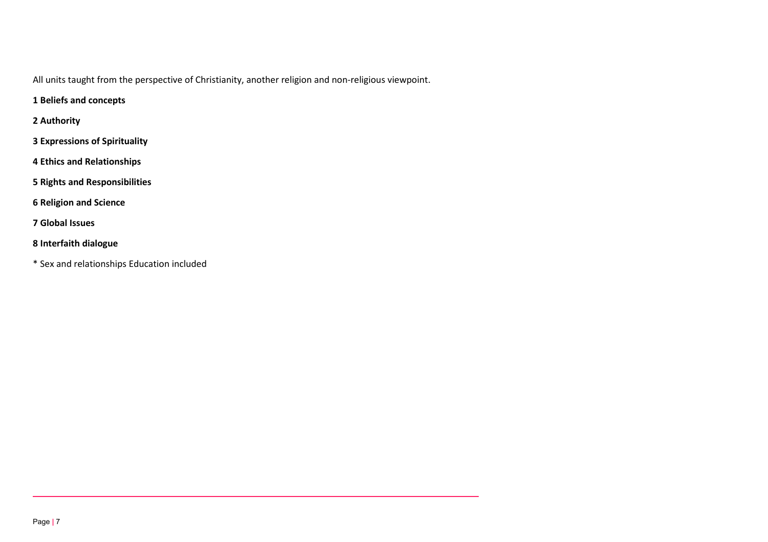All units taught from the perspective of Christianity, another religion and non-religious viewpoint.

**1 Beliefs and concepts**

**2 Authority**

**3 Expressions of Spirituality**

**4 Ethics and Relationships**

**5 Rights and Responsibilities**

**6 Religion and Science**

**7 Global Issues**

**8 Interfaith dialogue**

* Sex and relationships Education included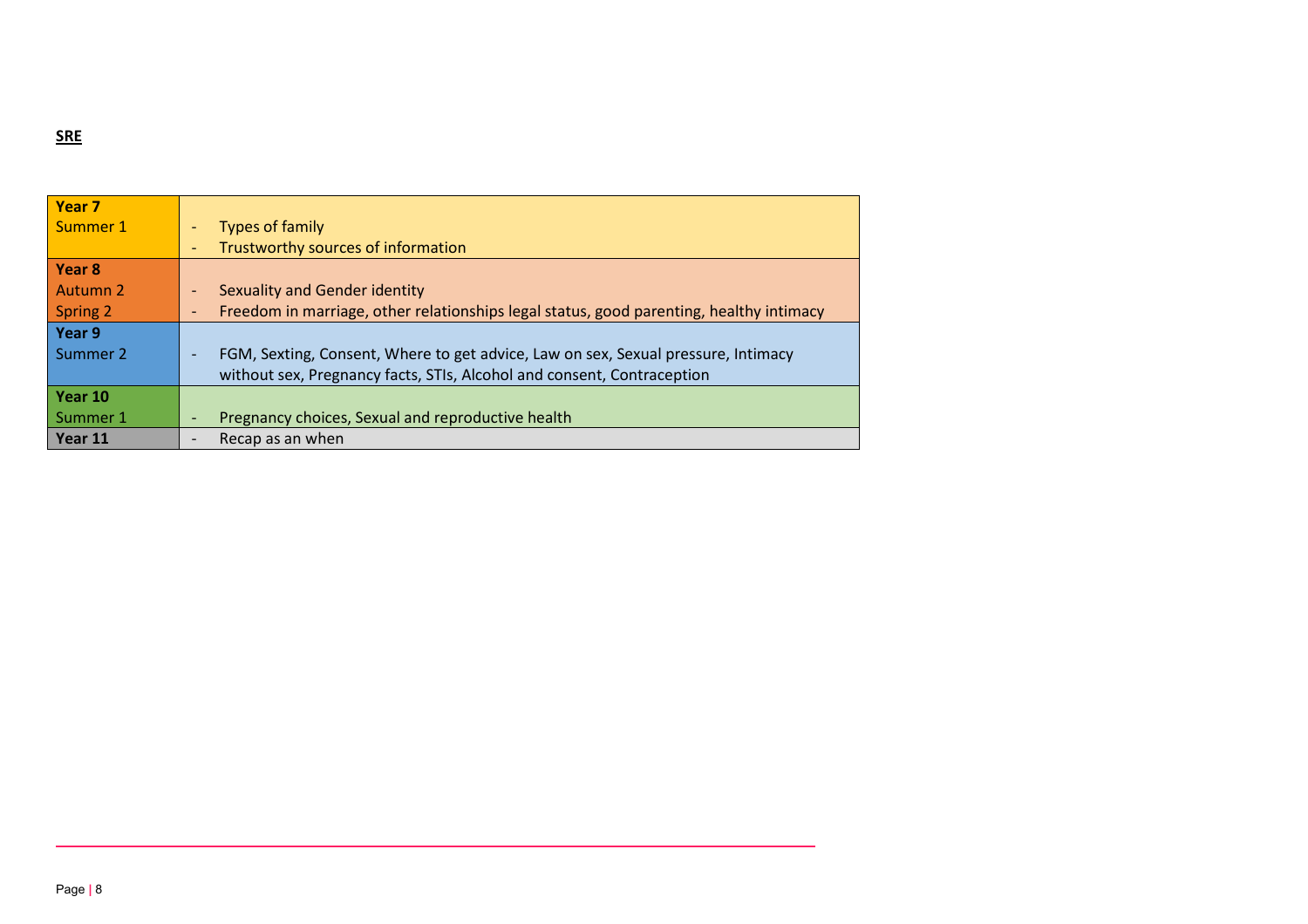**SRE**

| Year / Term | Topics |
|---|---|
| **Year 7** Summer 1 | - Types of family<br>- Trustworthy sources of information |
| **Year 8** Autumn 2 Spring 2 | - Sexuality and Gender identity<br>- Freedom in marriage, other relationships legal status, good parenting, healthy intimacy |
| **Year 9** Summer 2 | - FGM, Sexting, Consent, Where to get advice, Law on sex, Sexual pressure, Intimacy without sex, Pregnancy facts, STIs, Alcohol and consent, Contraception |
| **Year 10** Summer 1 | - Pregnancy choices, Sexual and reproductive health |
| **Year 11** | - Recap as an when |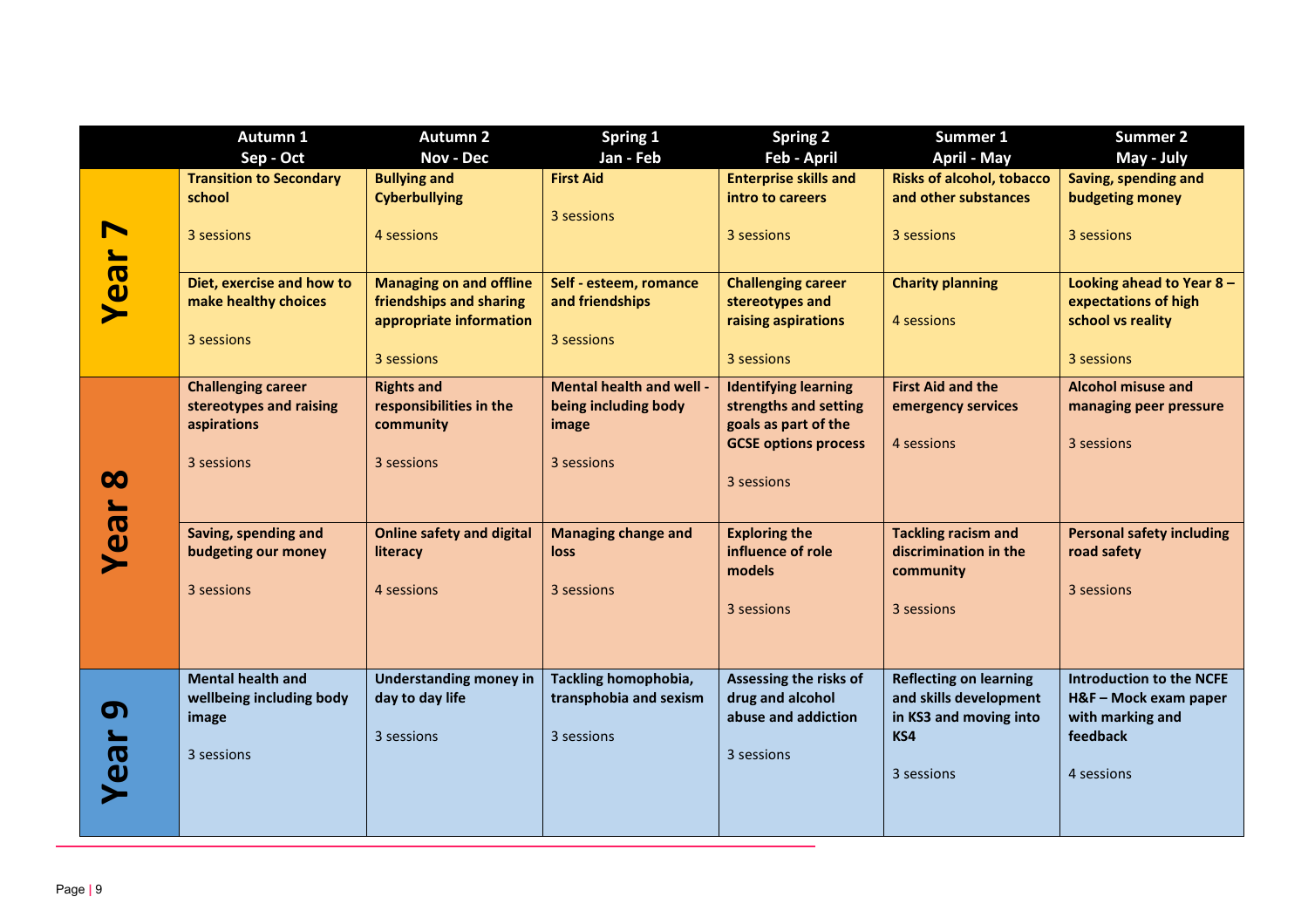| | Autumn 1<br>Sep - Oct | Autumn 2<br>Nov - Dec | Spring 1<br>Jan - Feb | Spring 2<br>Feb - April | Summer 1<br>April - May | Summer 2<br>May - July |
|---|---|---|---|---|---|---|
| **Year 7** | **Transition to Secondary school**<br><br>3 sessions | **Bullying and Cyberbullying**<br><br>4 sessions | **First Aid**<br><br>3 sessions | **Enterprise skills and intro to careers**<br><br>3 sessions | **Risks of alcohol, tobacco and other substances**<br><br>3 sessions | **Saving, spending and budgeting money**<br><br>3 sessions |
| | **Diet, exercise and how to make healthy choices**<br><br>3 sessions | **Managing on and offline friendships and sharing appropriate information**<br><br>3 sessions | **Self - esteem, romance and friendships**<br><br>3 sessions | **Challenging career stereotypes and raising aspirations**<br><br>3 sessions | **Charity planning**<br><br>4 sessions | **Looking ahead to Year 8 – expectations of high school vs reality**<br><br>3 sessions |
| **Year 8** | **Challenging career stereotypes and raising aspirations**<br><br>3 sessions | **Rights and responsibilities in the community**<br><br>3 sessions | **Mental health and well - being including body image**<br><br>3 sessions | **Identifying learning strengths and setting goals as part of the GCSE options process**<br><br>3 sessions | **First Aid and the emergency services**<br><br>4 sessions | **Alcohol misuse and managing peer pressure**<br><br>3 sessions |
| | **Saving, spending and budgeting our money**<br><br>3 sessions | **Online safety and digital literacy**<br><br>4 sessions | **Managing change and loss**<br><br>3 sessions | **Exploring the influence of role models**<br><br>3 sessions | **Tackling racism and discrimination in the community**<br><br>3 sessions | **Personal safety including road safety**<br><br>3 sessions |
| **Year 9** | **Mental health and wellbeing including body image**<br><br>3 sessions | **Understanding money in day to day life**<br><br>3 sessions | **Tackling homophobia, transphobia and sexism**<br><br>3 sessions | **Assessing the risks of drug and alcohol abuse and addiction**<br><br>3 sessions | **Reflecting on learning and skills development in KS3 and moving into KS4**<br><br>3 sessions | **Introduction to the NCFE H&F – Mock exam paper with marking and feedback**<br><br>4 sessions |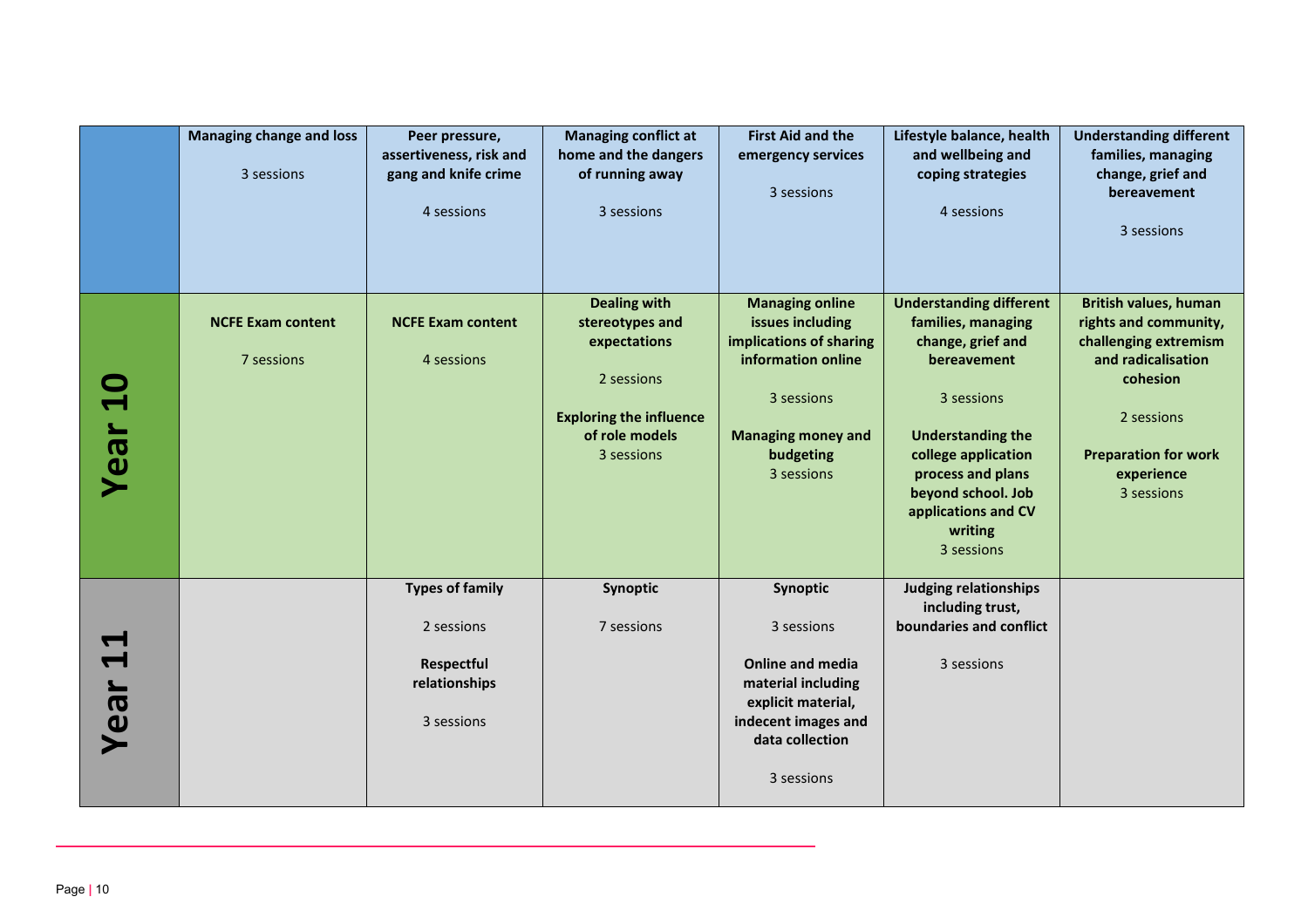| | | | | | | |
|---|---|---|---|---|---|---|
| | **Managing change and loss**<br><br>3 sessions | **Peer pressure, assertiveness, risk and gang and knife crime**<br><br>4 sessions | **Managing conflict at home and the dangers of running away**<br><br>3 sessions | **First Aid and the emergency services**<br><br>3 sessions | **Lifestyle balance, health and wellbeing and coping strategies**<br><br>4 sessions | **Understanding different families, managing change, grief and bereavement**<br><br>3 sessions |
| **Year 10** | **NCFE Exam content**<br><br>7 sessions | **NCFE Exam content**<br><br>4 sessions | **Dealing with stereotypes and expectations**<br><br>2 sessions<br><br>**Exploring the influence of role models**<br>3 sessions | **Managing online issues including implications of sharing information online**<br><br>3 sessions<br><br>**Managing money and budgeting**<br>3 sessions | **Understanding different families, managing change, grief and bereavement**<br><br>3 sessions<br><br>**Understanding the college application process and plans beyond school. Job applications and CV writing**<br>3 sessions | **British values, human rights and community, challenging extremism and radicalisation cohesion**<br><br>2 sessions<br><br>**Preparation for work experience**<br>3 sessions |
| **Year 11** | | **Types of family**<br><br>2 sessions<br><br>**Respectful relationships**<br><br>3 sessions | **Synoptic**<br><br>7 sessions | **Synoptic**<br><br>3 sessions<br><br>**Online and media material including explicit material, indecent images and data collection**<br><br>3 sessions | **Judging relationships including trust, boundaries and conflict**<br><br>3 sessions | |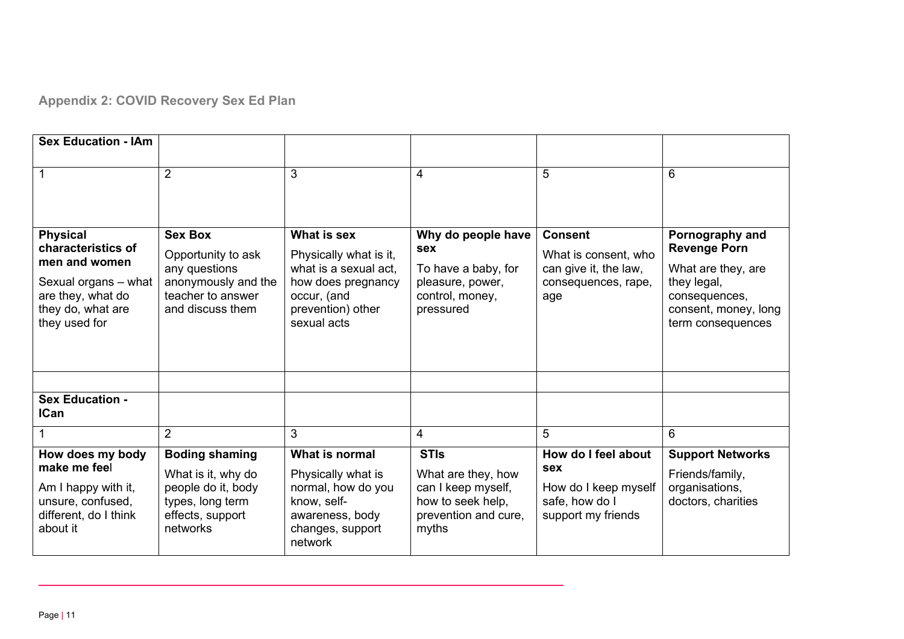## Appendix 2: COVID Recovery Sex Ed Plan

| Sex Education - IAm | | | | | |
|---|---|---|---|---|---|
| 1 | 2 | 3 | 4 | 5 | 6 |
| **Physical characteristics of men and women**<br><br>Sexual organs – what are they, what do they do, what are they used for | **Sex Box**<br><br>Opportunity to ask any questions anonymously and the teacher to answer and discuss them | **What is sex**<br><br>Physically what is it, what is a sexual act, how does pregnancy occur, (and prevention) other sexual acts | **Why do people have sex**<br><br>To have a baby, for pleasure, power, control, money, pressured | **Consent**<br><br>What is consent, who can give it, the law, consequences, rape, age | **Pornography and Revenge Porn**<br><br>What are they, are they legal, consequences, consent, money, long term consequences |
| | | | | | |
| **Sex Education - ICan** | | | | | |
| 1 | 2 | 3 | 4 | 5 | 6 |
| **How does my body make me feel**<br><br>Am I happy with it, unsure, confused, different, do I think about it | **Boding shaming**<br><br>What is it, why do people do it, body types, long term effects, support networks | **What is normal**<br><br>Physically what is normal, how do you know, self-awareness, body changes, support network | **STIs**<br><br>What are they, how can I keep myself, how to seek help, prevention and cure, myths | **How do I feel about sex**<br><br>How do I keep myself safe, how do I support my friends | **Support Networks**<br><br>Friends/family, organisations, doctors, charities |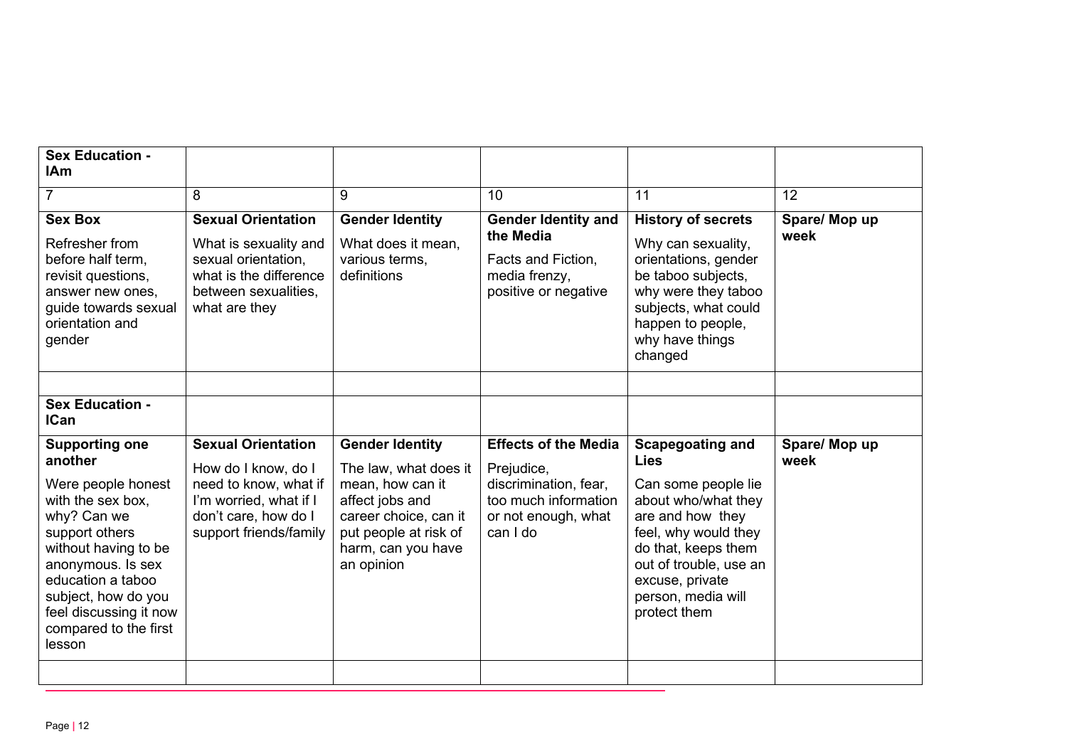| **Sex Education - IAm** | | | | | |
|---|---|---|---|---|---|
| 7 | 8 | 9 | 10 | 11 | 12 |
| **Sex Box**<br>Refresher from before half term, revisit questions, answer new ones, guide towards sexual orientation and gender | **Sexual Orientation**<br>What is sexuality and sexual orientation, what is the difference between sexualities, what are they | **Gender Identity**<br>What does it mean, various terms, definitions | **Gender Identity and the Media**<br>Facts and Fiction, media frenzy, positive or negative | **History of secrets**<br>Why can sexuality, orientations, gender be taboo subjects, why were they taboo subjects, what could happen to people, why have things changed | **Spare/ Mop up week** |
| | | | | | |
| **Sex Education - ICan** | | | | | |
| **Supporting one another**<br>Were people honest with the sex box, why? Can we support others without having to be anonymous. Is sex education a taboo subject, how do you feel discussing it now compared to the first lesson | **Sexual Orientation**<br>How do I know, do I need to know, what if I'm worried, what if I don't care, how do I support friends/family | **Gender Identity**<br>The law, what does it mean, how can it affect jobs and career choice, can it put people at risk of harm, can you have an opinion | **Effects of the Media**<br>Prejudice, discrimination, fear, too much information or not enough, what can I do | **Scapegoating and Lies**<br>Can some people lie about who/what they are and how they feel, why would they do that, keeps them out of trouble, use an excuse, private person, media will protect them | **Spare/ Mop up week** |
| | | | | | |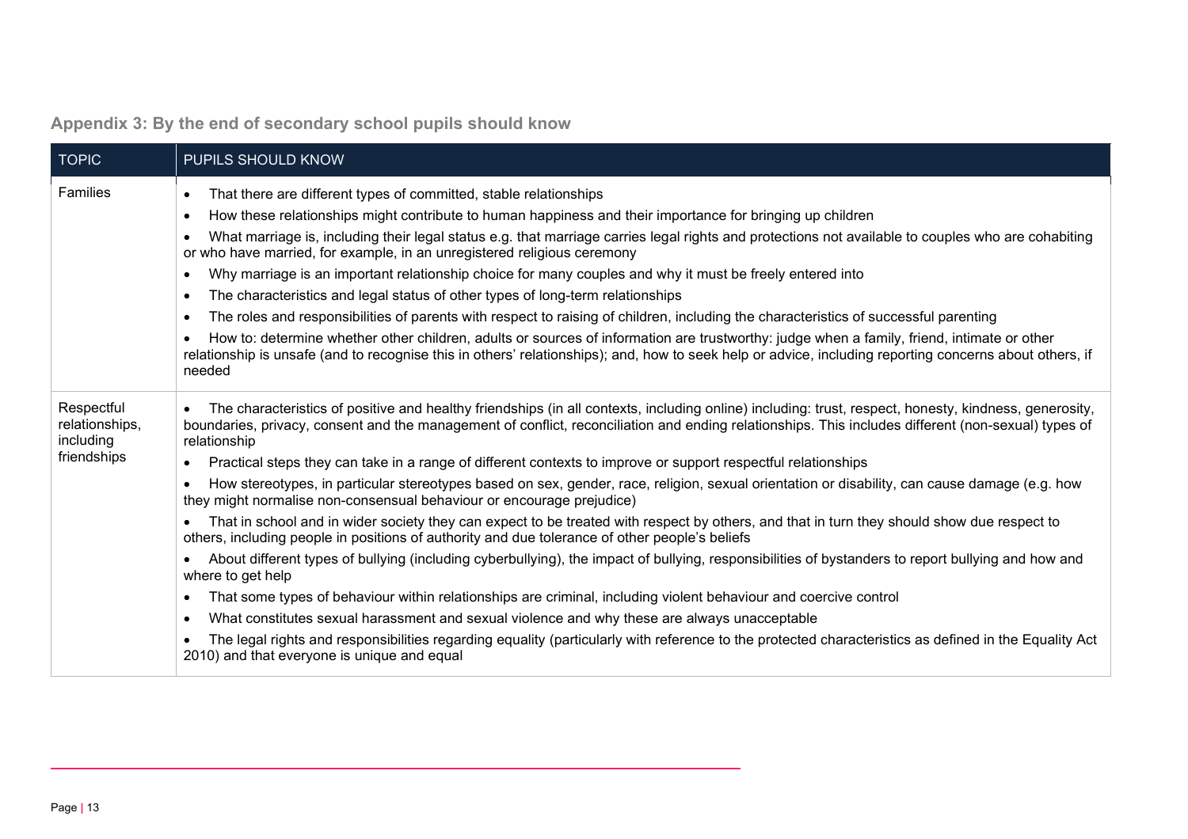### Appendix 3: By the end of secondary school pupils should know

| TOPIC | PUPILS SHOULD KNOW |
|---|---|
| Families | • That there are different types of committed, stable relationships<br>• How these relationships might contribute to human happiness and their importance for bringing up children<br>• What marriage is, including their legal status e.g. that marriage carries legal rights and protections not available to couples who are cohabiting or who have married, for example, in an unregistered religious ceremony<br>• Why marriage is an important relationship choice for many couples and why it must be freely entered into<br>• The characteristics and legal status of other types of long-term relationships<br>• The roles and responsibilities of parents with respect to raising of children, including the characteristics of successful parenting<br>• How to: determine whether other children, adults or sources of information are trustworthy: judge when a family, friend, intimate or other relationship is unsafe (and to recognise this in others' relationships); and, how to seek help or advice, including reporting concerns about others, if needed |
| Respectful relationships, including friendships | • The characteristics of positive and healthy friendships (in all contexts, including online) including: trust, respect, honesty, kindness, generosity, boundaries, privacy, consent and the management of conflict, reconciliation and ending relationships. This includes different (non-sexual) types of relationship<br>• Practical steps they can take in a range of different contexts to improve or support respectful relationships<br>• How stereotypes, in particular stereotypes based on sex, gender, race, religion, sexual orientation or disability, can cause damage (e.g. how they might normalise non-consensual behaviour or encourage prejudice)<br>• That in school and in wider society they can expect to be treated with respect by others, and that in turn they should show due respect to others, including people in positions of authority and due tolerance of other people's beliefs<br>• About different types of bullying (including cyberbullying), the impact of bullying, responsibilities of bystanders to report bullying and how and where to get help<br>• That some types of behaviour within relationships are criminal, including violent behaviour and coercive control<br>• What constitutes sexual harassment and sexual violence and why these are always unacceptable<br>• The legal rights and responsibilities regarding equality (particularly with reference to the protected characteristics as defined in the Equality Act 2010) and that everyone is unique and equal |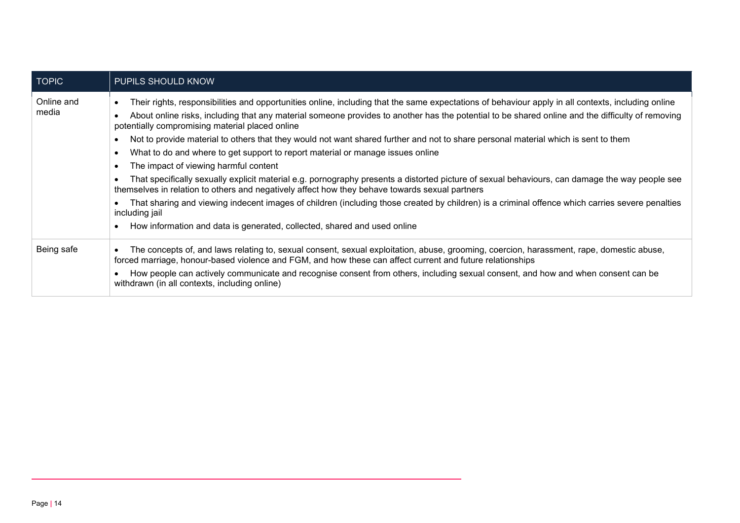| TOPIC | PUPILS SHOULD KNOW |
| --- | --- |
| Online and media | • Their rights, responsibilities and opportunities online, including that the same expectations of behaviour apply in all contexts, including online<br>• About online risks, including that any material someone provides to another has the potential to be shared online and the difficulty of removing potentially compromising material placed online<br>• Not to provide material to others that they would not want shared further and not to share personal material which is sent to them<br>• What to do and where to get support to report material or manage issues online<br>• The impact of viewing harmful content<br>• That specifically sexually explicit material e.g. pornography presents a distorted picture of sexual behaviours, can damage the way people see themselves in relation to others and negatively affect how they behave towards sexual partners<br>• That sharing and viewing indecent images of children (including those created by children) is a criminal offence which carries severe penalties including jail<br>• How information and data is generated, collected, shared and used online |
| Being safe | • The concepts of, and laws relating to, sexual consent, sexual exploitation, abuse, grooming, coercion, harassment, rape, domestic abuse, forced marriage, honour-based violence and FGM, and how these can affect current and future relationships<br>• How people can actively communicate and recognise consent from others, including sexual consent, and how and when consent can be withdrawn (in all contexts, including online) |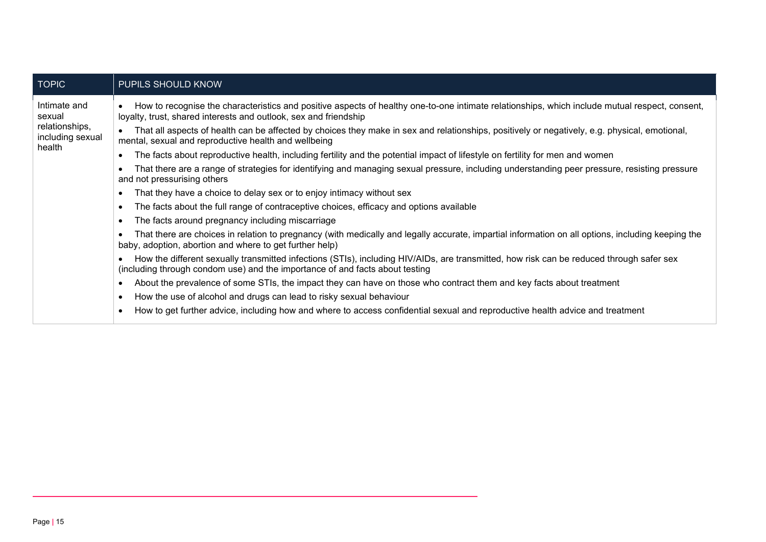| TOPIC | PUPILS SHOULD KNOW |
| --- | --- |
| Intimate and sexual relationships, including sexual health | • How to recognise the characteristics and positive aspects of healthy one-to-one intimate relationships, which include mutual respect, consent, loyalty, trust, shared interests and outlook, sex and friendship<br>• That all aspects of health can be affected by choices they make in sex and relationships, positively or negatively, e.g. physical, emotional, mental, sexual and reproductive health and wellbeing<br>• The facts about reproductive health, including fertility and the potential impact of lifestyle on fertility for men and women<br>• That there are a range of strategies for identifying and managing sexual pressure, including understanding peer pressure, resisting pressure and not pressurising others<br>• That they have a choice to delay sex or to enjoy intimacy without sex<br>• The facts about the full range of contraceptive choices, efficacy and options available<br>• The facts around pregnancy including miscarriage<br>• That there are choices in relation to pregnancy (with medically and legally accurate, impartial information on all options, including keeping the baby, adoption, abortion and where to get further help)<br>• How the different sexually transmitted infections (STIs), including HIV/AIDs, are transmitted, how risk can be reduced through safer sex (including through condom use) and the importance of and facts about testing<br>• About the prevalence of some STIs, the impact they can have on those who contract them and key facts about treatment<br>• How the use of alcohol and drugs can lead to risky sexual behaviour<br>• How to get further advice, including how and where to access confidential sexual and reproductive health advice and treatment |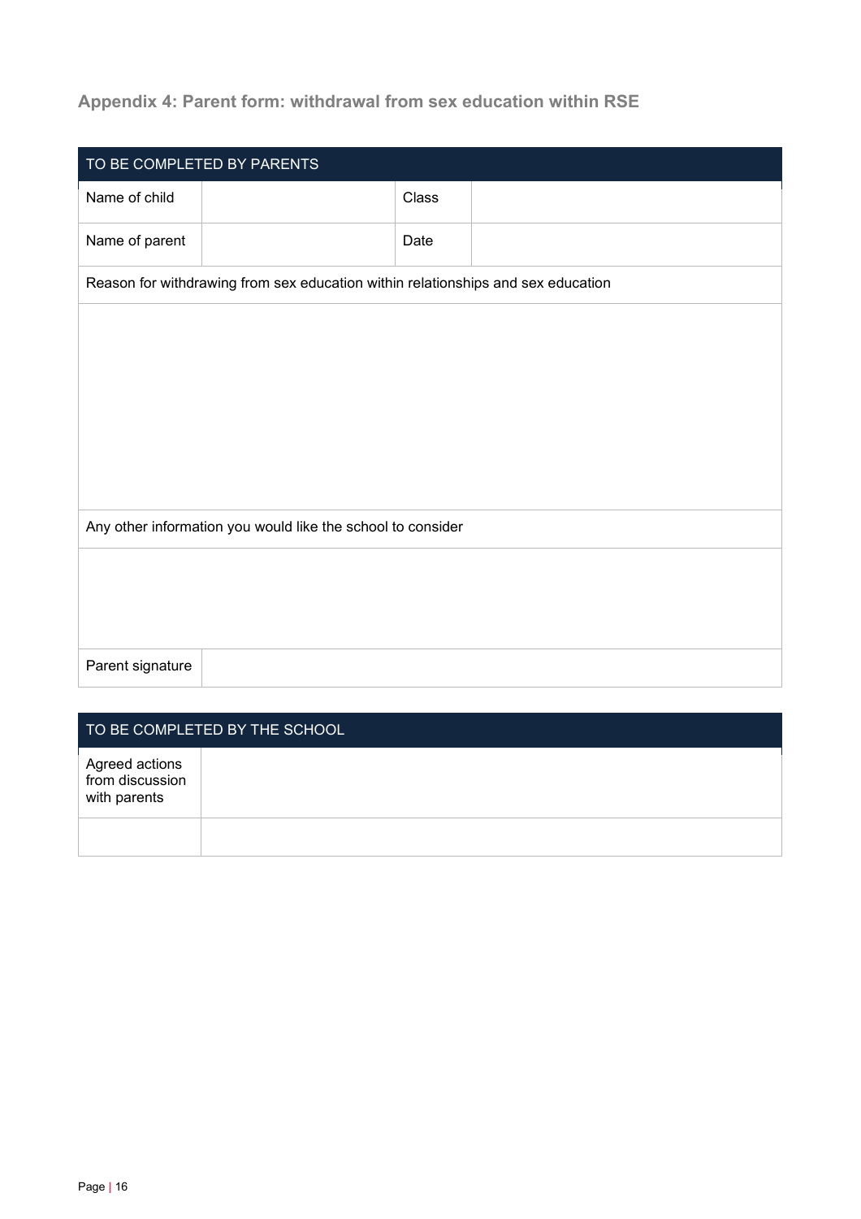## Appendix 4: Parent form: withdrawal from sex education within RSE

| TO BE COMPLETED BY PARENTS | | | |
|---|---|---|---|
| Name of child | | Class | |
| Name of parent | | Date | |
| Reason for withdrawing from sex education within relationships and sex education | | | |
| | | | |
| Any other information you would like the school to consider | | | |
| | | | |
| Parent signature | | | |

| TO BE COMPLETED BY THE SCHOOL | |
|---|---|
| Agreed actions from discussion with parents | |
| | |